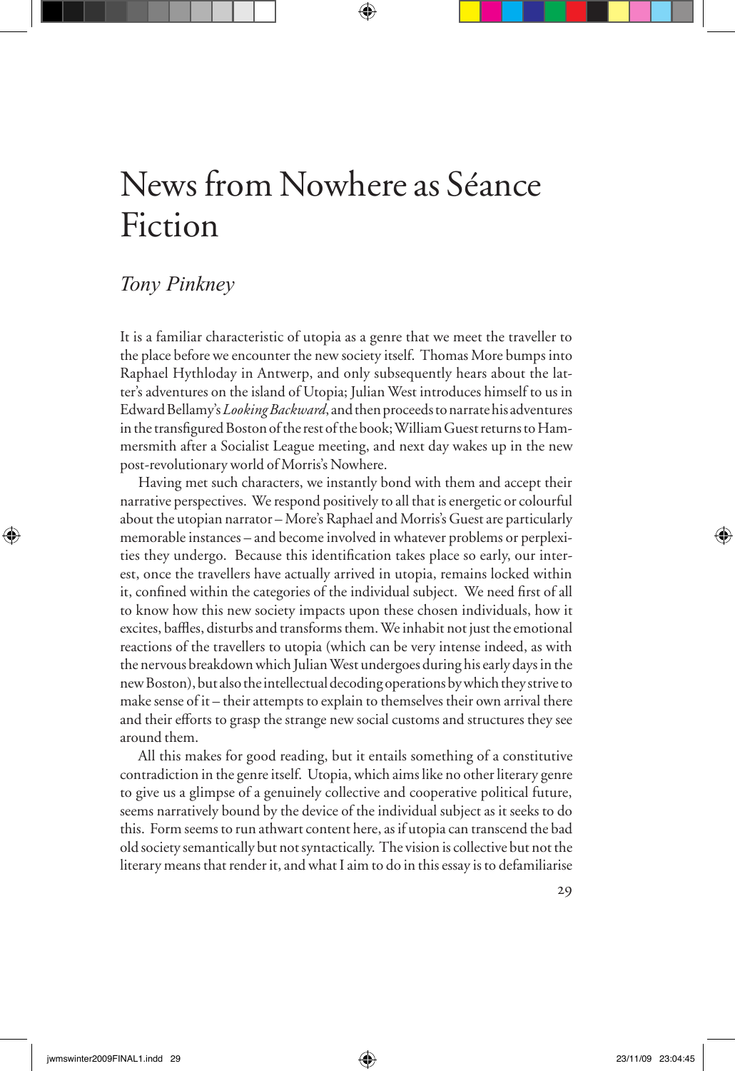# News from Nowhere as Séance Fiction

*Tony Pinkney*

It is a familiar characteristic of utopia as a genre that we meet the traveller to the place before we encounter the new society itself. Thomas More bumps into Raphael Hythloday in Antwerp, and only subsequently hears about the latter's adventures on the island of Utopia; Julian West introduces himself to us in Edward Bellamy's *Looking Backward*, and then proceeds to narrate his adventures in the transfigured Boston of the rest of the book; William Guest returns to Hammersmith after a Socialist League meeting, and next day wakes up in the new post-revolutionary world of Morris's Nowhere.

Having met such characters, we instantly bond with them and accept their narrative perspectives. We respond positively to all that is energetic or colourful about the utopian narrator – More's Raphael and Morris's Guest are particularly memorable instances – and become involved in whatever problems or perplexities they undergo. Because this identification takes place so early, our interest, once the travellers have actually arrived in utopia, remains locked within it, confined within the categories of the individual subject. We need first of all to know how this new society impacts upon these chosen individuals, how it excites, baffles, disturbs and transforms them. We inhabit not just the emotional reactions of the travellers to utopia (which can be very intense indeed, as with the nervous breakdown which Julian West undergoes during his early days in the new Boston), but also the intellectual decoding operations by which they strive to make sense of it – their attempts to explain to themselves their own arrival there and their efforts to grasp the strange new social customs and structures they see around them.

All this makes for good reading, but it entails something of a constitutive contradiction in the genre itself. Utopia, which aims like no other literary genre to give us a glimpse of a genuinely collective and cooperative political future, seems narratively bound by the device of the individual subject as it seeks to do this. Form seems to run athwart content here, as if utopia can transcend the bad old society semantically but not syntactically. The vision is collective but not the literary means that render it, and what I aim to do in this essay is to defamiliarise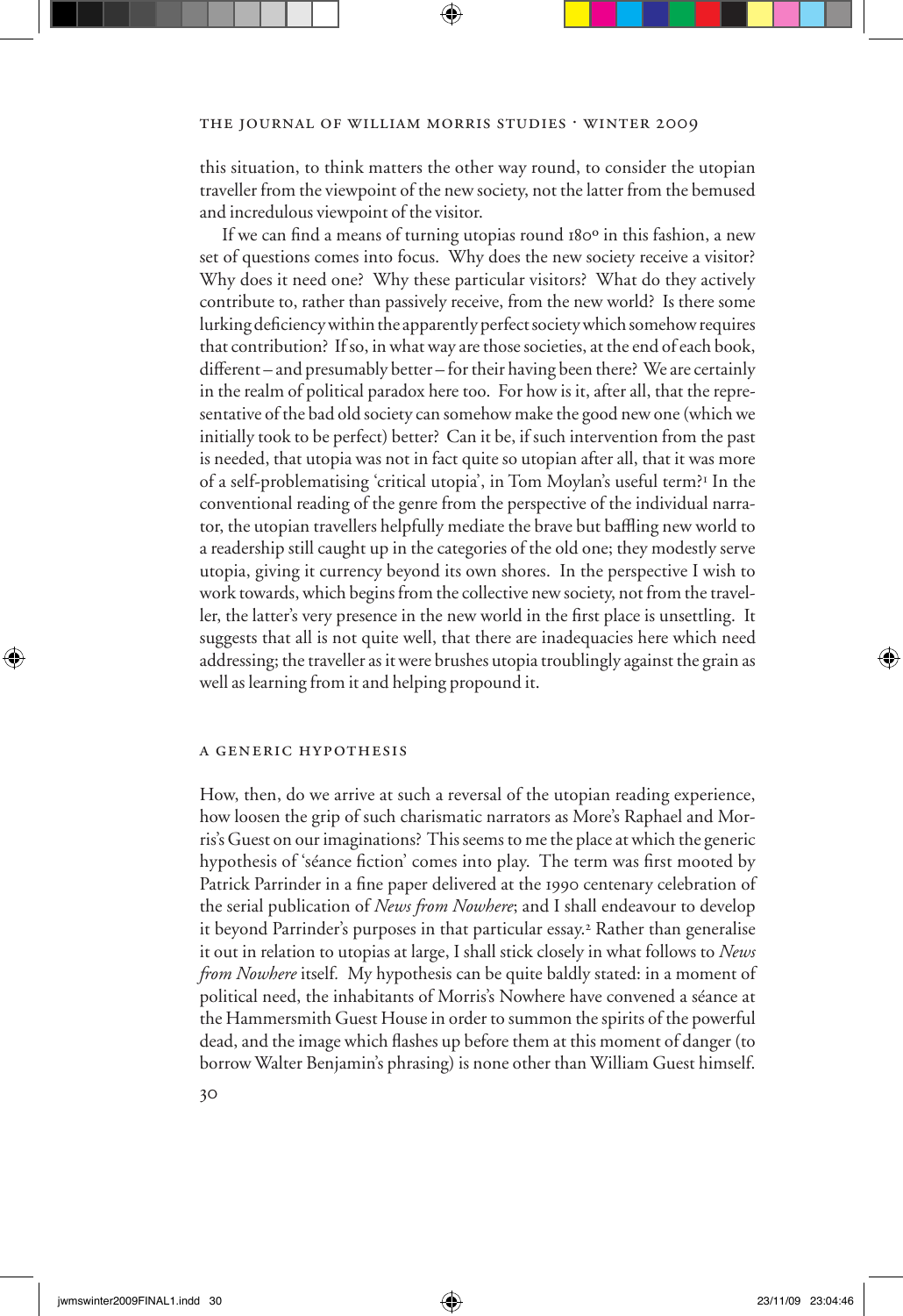this situation, to think matters the other way round, to consider the utopian traveller from the viewpoint of the new society, not the latter from the bemused and incredulous viewpoint of the visitor.

If we can find a means of turning utopias round 180º in this fashion, a new set of questions comes into focus. Why does the new society receive a visitor? Why does it need one? Why these particular visitors? What do they actively contribute to, rather than passively receive, from the new world? Is there some lurking deficiency within the apparently perfect society which somehow requires that contribution? If so, in what way are those societies, at the end of each book, different – and presumably better – for their having been there? We are certainly in the realm of political paradox here too. For how is it, after all, that the representative of the bad old society can somehow make the good new one (which we initially took to be perfect) better? Can it be, if such intervention from the past is needed, that utopia was not in fact quite so utopian after all, that it was more of a self-problematising 'critical utopia', in Tom Moylan's useful term?[1] In the conventional reading of the genre from the perspective of the individual narrator, the utopian travellers helpfully mediate the brave but baffling new world to a readership still caught up in the categories of the old one; they modestly serve utopia, giving it currency beyond its own shores. In the perspective I wish to work towards, which begins from the collective new society, not from the traveller, the latter's very presence in the new world in the first place is unsettling. It suggests that all is not quite well, that there are inadequacies here which need addressing; the traveller as it were brushes utopia troublingly against the grain as well as learning from it and helping propound it.

## A GENERIC HYPOTHESIS

How, then, do we arrive at such a reversal of the utopian reading experience, how loosen the grip of such charismatic narrators as More's Raphael and Morris's Guest on our imaginations? This seems to me the place at which the generic hypothesis of 'séance fiction' comes into play. The term was first mooted by Patrick Parrinder in a fine paper delivered at the 1990 centenary celebration of the serial publication of *News from Nowhere*; and I shall endeavour to develop it beyond Parrinder's purposes in that particular essay.[2] Rather than generalise it out in relation to utopias at large, I shall stick closely in what follows to *News from Nowhere* itself. My hypothesis can be quite baldly stated: in a moment of political need, the inhabitants of Morris's Nowhere have convened a séance at the Hammersmith Guest House in order to summon the spirits of the powerful dead, and the image which flashes up before them at this moment of danger (to borrow Walter Benjamin's phrasing) is none other than William Guest himself.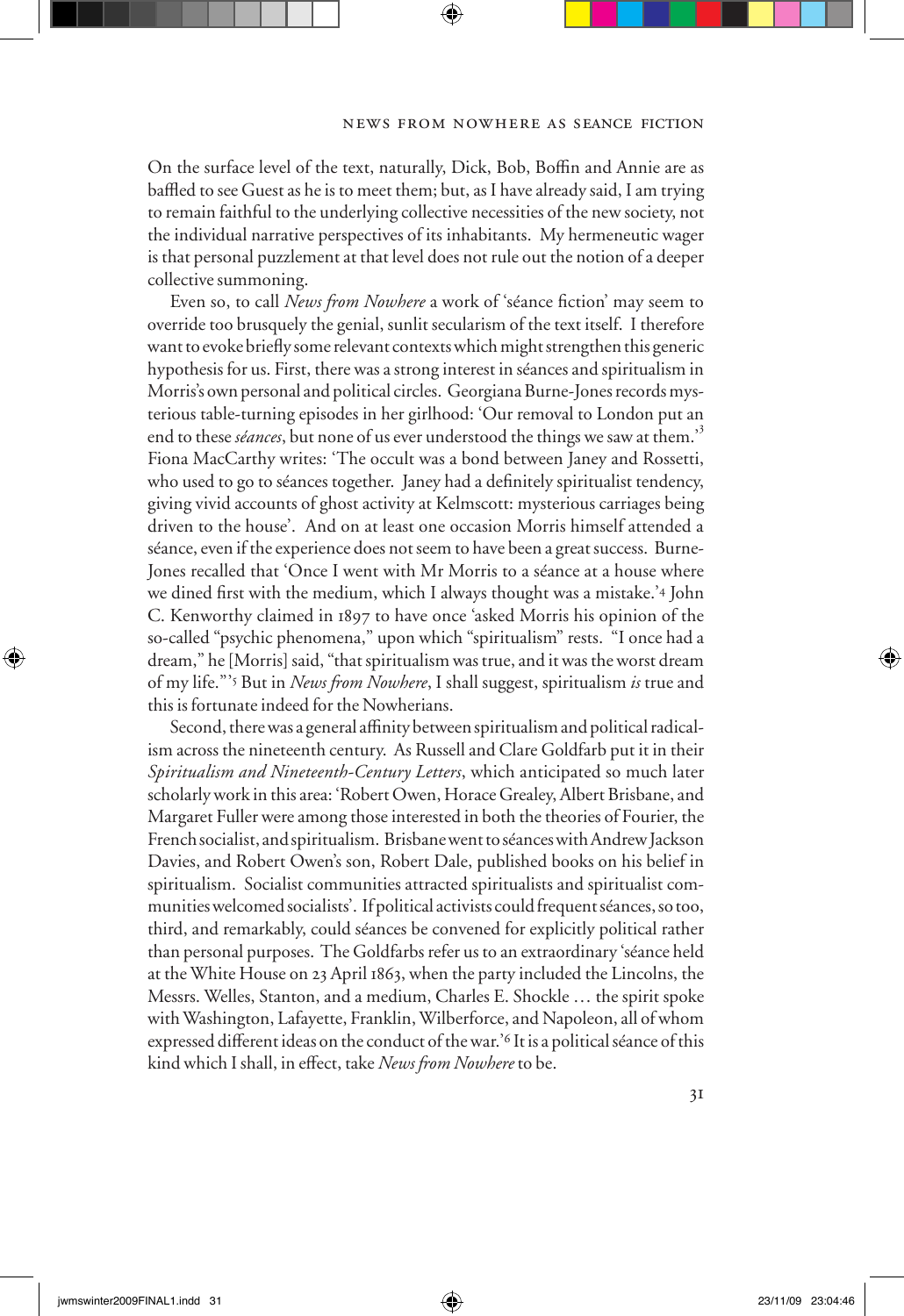On the surface level of the text, naturally, Dick, Bob, Boffin and Annie are as baffled to see Guest as he is to meet them; but, as I have already said, I am trying to remain faithful to the underlying collective necessities of the new society, not the individual narrative perspectives of its inhabitants. My hermeneutic wager is that personal puzzlement at that level does not rule out the notion of a deeper collective summoning.

Even so, to call *News from Nowhere* a work of 'séance fiction' may seem to override too brusquely the genial, sunlit secularism of the text itself. I therefore want to evoke briefly some relevant contexts which might strengthen this generic hypothesis for us. First, there was a strong interest in séances and spiritualism in Morris's own personal and political circles. Georgiana Burne-Jones records mysterious table-turning episodes in her girlhood: 'Our removal to London put an end to these *séances*, but none of us ever understood the things we saw at them.'[3] Fiona MacCarthy writes: 'The occult was a bond between Janey and Rossetti, who used to go to séances together. Janey had a definitely spiritualist tendency, giving vivid accounts of ghost activity at Kelmscott: mysterious carriages being driven to the house'. And on at least one occasion Morris himself attended a séance, even if the experience does not seem to have been a great success. Burne-Jones recalled that 'Once I went with Mr Morris to a séance at a house where we dined first with the medium, which I always thought was a mistake.'[4] John C. Kenworthy claimed in 1897 to have once 'asked Morris his opinion of the so-called "psychic phenomena," upon which "spiritualism" rests. "I once had a dream," he [Morris] said, "that spiritualism was true, and it was the worst dream of my life."'[5] But in *News from Nowhere*, I shall suggest, spiritualism *is* true and this is fortunate indeed for the Nowherians.

Second, there was a general affinity between spiritualism and political radicalism across the nineteenth century. As Russell and Clare Goldfarb put it in their *Spiritualism and Nineteenth-Century Letters*, which anticipated so much later scholarly work in this area: 'Robert Owen, Horace Grealey, Albert Brisbane, and Margaret Fuller were among those interested in both the theories of Fourier, the French socialist, and spiritualism. Brisbane went to séances with Andrew Jackson Davies, and Robert Owen's son, Robert Dale, published books on his belief in spiritualism. Socialist communities attracted spiritualists and spiritualist communities welcomed socialists'. If political activists could frequent séances, so too, third, and remarkably, could séances be convened for explicitly political rather than personal purposes. The Goldfarbs refer us to an extraordinary 'séance held at the White House on 23 April 1863, when the party included the Lincolns, the Messrs. Welles, Stanton, and a medium, Charles E. Shockle … the spirit spoke with Washington, Lafayette, Franklin, Wilberforce, and Napoleon, all of whom expressed different ideas on the conduct of the war.'[6] It is a political séance of this kind which I shall, in effect, take *News from Nowhere* to be.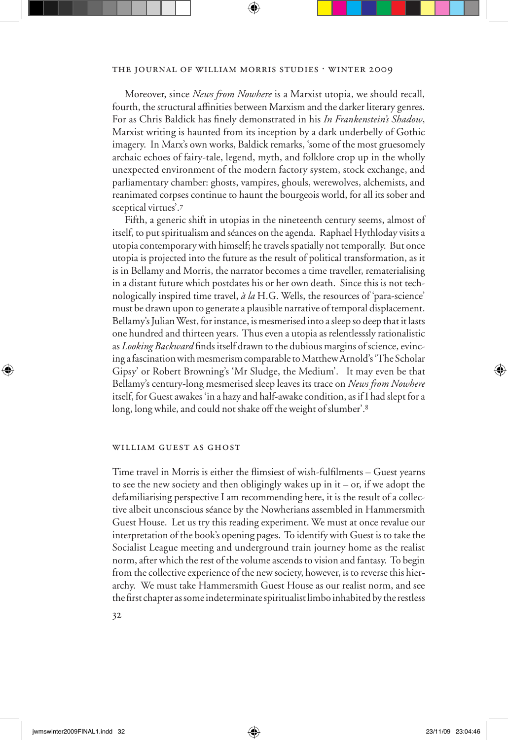Moreover, since *News from Nowhere* is a Marxist utopia, we should recall, fourth, the structural affinities between Marxism and the darker literary genres. For as Chris Baldick has finely demonstrated in his *In Frankenstein's Shadow*, Marxist writing is haunted from its inception by a dark underbelly of Gothic imagery. In Marx's own works, Baldick remarks, 'some of the most gruesomely archaic echoes of fairy-tale, legend, myth, and folklore crop up in the wholly unexpected environment of the modern factory system, stock exchange, and parliamentary chamber: ghosts, vampires, ghouls, werewolves, alchemists, and reanimated corpses continue to haunt the bourgeois world, for all its sober and sceptical virtues'.[7]

Fifth, a generic shift in utopias in the nineteenth century seems, almost of itself, to put spiritualism and séances on the agenda. Raphael Hythloday visits a utopia contemporary with himself; he travels spatially not temporally. But once utopia is projected into the future as the result of political transformation, as it is in Bellamy and Morris, the narrator becomes a time traveller, rematerialising in a distant future which postdates his or her own death. Since this is not technologically inspired time travel, *à la* H.G. Wells, the resources of 'para-science' must be drawn upon to generate a plausible narrative of temporal displacement. Bellamy's Julian West, for instance, is mesmerised into a sleep so deep that it lasts one hundred and thirteen years. Thus even a utopia as relentlesssly rationalistic as *Looking Backward* finds itself drawn to the dubious margins of science, evincing a fascination with mesmerism comparable to Matthew Arnold's 'The Scholar Gipsy' or Robert Browning's 'Mr Sludge, the Medium'. It may even be that Bellamy's century-long mesmerised sleep leaves its trace on *News from Nowhere* itself, for Guest awakes 'in a hazy and half-awake condition, as if I had slept for a long, long while, and could not shake off the weight of slumber'.[8]

## William Guest as Ghost

Time travel in Morris is either the flimsiest of wish-fulfilments – Guest yearns to see the new society and then obligingly wakes up in it – or, if we adopt the defamiliarising perspective I am recommending here, it is the result of a collective albeit unconscious séance by the Nowherians assembled in Hammersmith Guest House. Let us try this reading experiment. We must at once revalue our interpretation of the book's opening pages. To identify with Guest is to take the Socialist League meeting and underground train journey home as the realist norm, after which the rest of the volume ascends to vision and fantasy. To begin from the collective experience of the new society, however, is to reverse this hierarchy. We must take Hammersmith Guest House as our realist norm, and see the first chapter as some indeterminate spiritualist limbo inhabited by the restless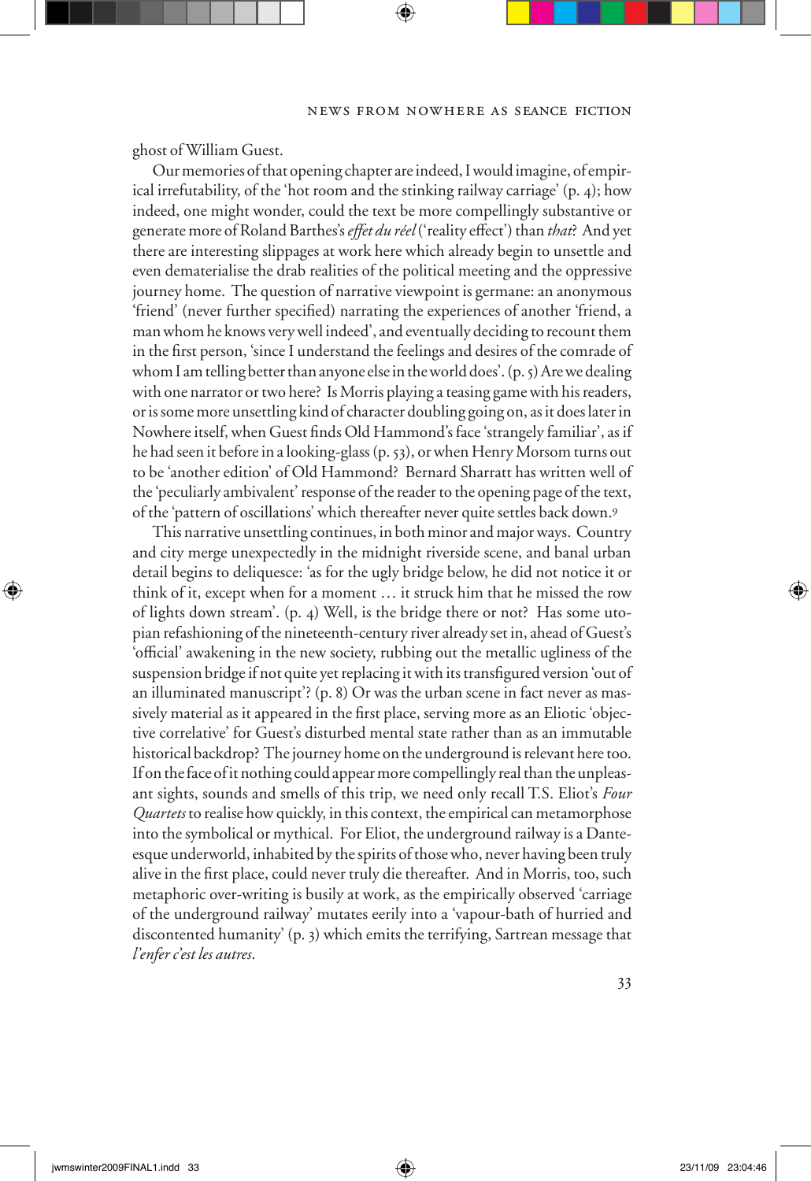ghost of William Guest.

Our memories of that opening chapter are indeed, I would imagine, of empirical irrefutability, of the 'hot room and the stinking railway carriage' (p. 4); how indeed, one might wonder, could the text be more compellingly substantive or generate more of Roland Barthes's *effet du réel* ('reality effect') than *that*? And yet there are interesting slippages at work here which already begin to unsettle and even dematerialise the drab realities of the political meeting and the oppressive journey home. The question of narrative viewpoint is germane: an anonymous 'friend' (never further specified) narrating the experiences of another 'friend, a man whom he knows very well indeed', and eventually deciding to recount them in the first person, 'since I understand the feelings and desires of the comrade of whom I am telling better than anyone else in the world does'. (p. 5) Are we dealing with one narrator or two here? Is Morris playing a teasing game with his readers, or is some more unsettling kind of character doubling going on, as it does later in Nowhere itself, when Guest finds Old Hammond's face 'strangely familiar', as if he had seen it before in a looking-glass (p. 53), or when Henry Morsom turns out to be 'another edition' of Old Hammond? Bernard Sharratt has written well of the 'peculiarly ambivalent' response of the reader to the opening page of the text, of the 'pattern of oscillations' which thereafter never quite settles back down.[9]

This narrative unsettling continues, in both minor and major ways. Country and city merge unexpectedly in the midnight riverside scene, and banal urban detail begins to deliquesce: 'as for the ugly bridge below, he did not notice it or think of it, except when for a moment … it struck him that he missed the row of lights down stream'. (p. 4) Well, is the bridge there or not? Has some utopian refashioning of the nineteenth-century river already set in, ahead of Guest's 'official' awakening in the new society, rubbing out the metallic ugliness of the suspension bridge if not quite yet replacing it with its transfigured version 'out of an illuminated manuscript'? (p. 8) Or was the urban scene in fact never as massively material as it appeared in the first place, serving more as an Eliotic 'objective correlative' for Guest's disturbed mental state rather than as an immutable historical backdrop? The journey home on the underground is relevant here too. If on the face of it nothing could appear more compellingly real than the unpleasant sights, sounds and smells of this trip, we need only recall T.S. Eliot's *Four Quartets* to realise how quickly, in this context, the empirical can metamorphose into the symbolical or mythical. For Eliot, the underground railway is a Dante-esque underworld, inhabited by the spirits of those who, never having been truly alive in the first place, could never truly die thereafter. And in Morris, too, such metaphoric over-writing is busily at work, as the empirically observed 'carriage of the underground railway' mutates eerily into a 'vapour-bath of hurried and discontented humanity' (p. 3) which emits the terrifying, Sartrean message that *l'enfer c'est les autres*.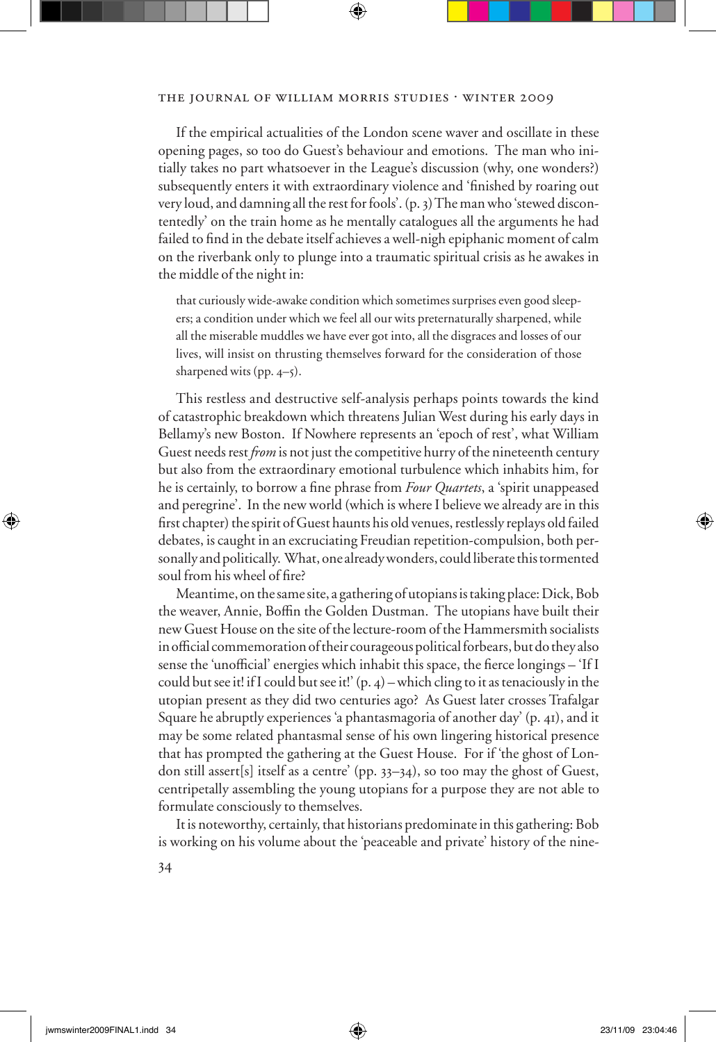If the empirical actualities of the London scene waver and oscillate in these opening pages, so too do Guest's behaviour and emotions. The man who initially takes no part whatsoever in the League's discussion (why, one wonders?) subsequently enters it with extraordinary violence and 'finished by roaring out very loud, and damning all the rest for fools'. (p. 3) The man who 'stewed discontentedly' on the train home as he mentally catalogues all the arguments he had failed to find in the debate itself achieves a well-nigh epiphanic moment of calm on the riverbank only to plunge into a traumatic spiritual crisis as he awakes in the middle of the night in:

> that curiously wide-awake condition which sometimes surprises even good sleepers; a condition under which we feel all our wits preternaturally sharpened, while all the miserable muddles we have ever got into, all the disgraces and losses of our lives, will insist on thrusting themselves forward for the consideration of those sharpened wits (pp. 4–5).

This restless and destructive self-analysis perhaps points towards the kind of catastrophic breakdown which threatens Julian West during his early days in Bellamy's new Boston. If Nowhere represents an 'epoch of rest', what William Guest needs rest *from* is not just the competitive hurry of the nineteenth century but also from the extraordinary emotional turbulence which inhabits him, for he is certainly, to borrow a fine phrase from *Four Quartets*, a 'spirit unappeased and peregrine'. In the new world (which is where I believe we already are in this first chapter) the spirit of Guest haunts his old venues, restlessly replays old failed debates, is caught in an excruciating Freudian repetition-compulsion, both personally and politically. What, one already wonders, could liberate this tormented soul from his wheel of fire?

Meantime, on the same site, a gathering of utopians is taking place: Dick, Bob the weaver, Annie, Boffin the Golden Dustman. The utopians have built their new Guest House on the site of the lecture-room of the Hammersmith socialists in official commemoration of their courageous political forbears, but do they also sense the 'unofficial' energies which inhabit this space, the fierce longings – 'If I could but see it! if I could but see it!' (p. 4) – which cling to it as tenaciously in the utopian present as they did two centuries ago? As Guest later crosses Trafalgar Square he abruptly experiences 'a phantasmagoria of another day' (p. 41), and it may be some related phantasmal sense of his own lingering historical presence that has prompted the gathering at the Guest House. For if 'the ghost of London still assert[s] itself as a centre' (pp. 33–34), so too may the ghost of Guest, centripetally assembling the young utopians for a purpose they are not able to formulate consciously to themselves.

It is noteworthy, certainly, that historians predominate in this gathering: Bob is working on his volume about the 'peaceable and private' history of the nine-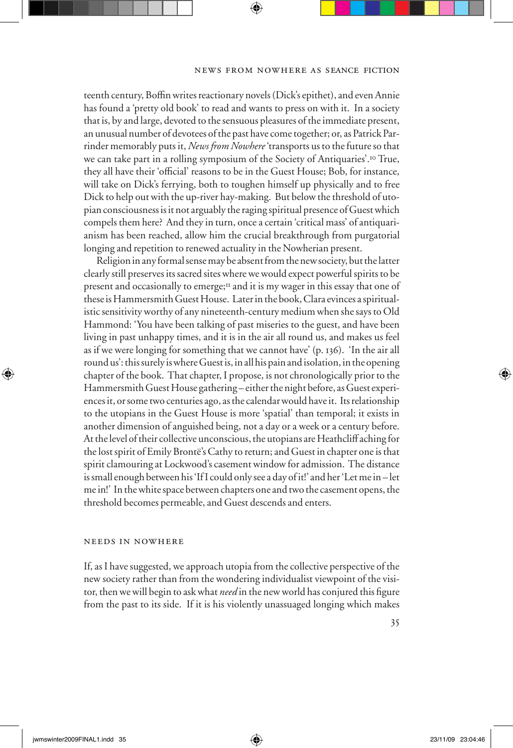teenth century, Boffin writes reactionary novels (Dick's epithet), and even Annie has found a 'pretty old book' to read and wants to press on with it. In a society that is, by and large, devoted to the sensuous pleasures of the immediate present, an unusual number of devotees of the past have come together; or, as Patrick Parrinder memorably puts it, *News from Nowhere* 'transports us to the future so that we can take part in a rolling symposium of the Society of Antiquaries'.[10] True, they all have their 'official' reasons to be in the Guest House; Bob, for instance, will take on Dick's ferrying, both to toughen himself up physically and to free Dick to help out with the up-river hay-making. But below the threshold of utopian consciousness is it not arguably the raging spiritual presence of Guest which compels them here? And they in turn, once a certain 'critical mass' of antiquarianism has been reached, allow him the crucial breakthrough from purgatorial longing and repetition to renewed actuality in the Nowherian present.

Religion in any formal sense may be absent from the new society, but the latter clearly still preserves its sacred sites where we would expect powerful spirits to be present and occasionally to emerge;[11] and it is my wager in this essay that one of these is Hammersmith Guest House. Later in the book, Clara evinces a spiritualistic sensitivity worthy of any nineteenth-century medium when she says to Old Hammond: 'You have been talking of past miseries to the guest, and have been living in past unhappy times, and it is in the air all round us, and makes us feel as if we were longing for something that we cannot have' (p. 136). 'In the air all round us': this surely is where Guest is, in all his pain and isolation, in the opening chapter of the book. That chapter, I propose, is not chronologically prior to the Hammersmith Guest House gathering – either the night before, as Guest experiences it, or some two centuries ago, as the calendar would have it. Its relationship to the utopians in the Guest House is more 'spatial' than temporal; it exists in another dimension of anguished being, not a day or a week or a century before. At the level of their collective unconscious, the utopians are Heathcliff aching for the lost spirit of Emily Brontë's Cathy to return; and Guest in chapter one is that spirit clamouring at Lockwood's casement window for admission. The distance is small enough between his 'If I could only see a day of it!' and her 'Let me in – let me in!' In the white space between chapters one and two the casement opens, the threshold becomes permeable, and Guest descends and enters.

## NEEDS IN NOWHERE

If, as I have suggested, we approach utopia from the collective perspective of the new society rather than from the wondering individualist viewpoint of the visitor, then we will begin to ask what *need* in the new world has conjured this figure from the past to its side. If it is his violently unassuaged longing which makes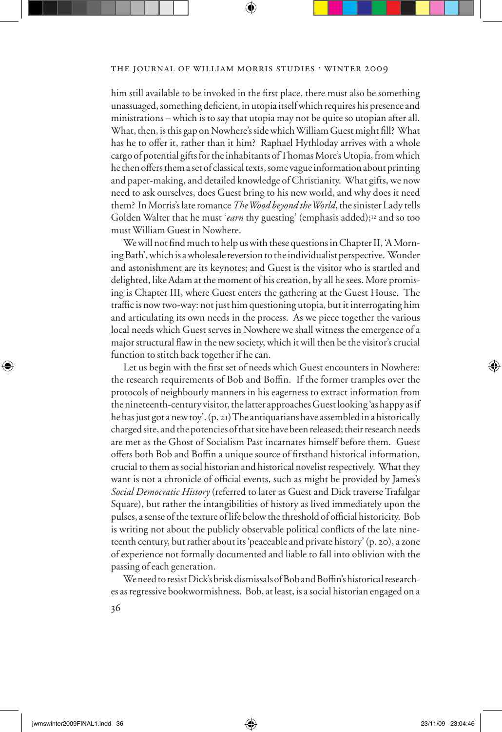him still available to be invoked in the first place, there must also be something unassuaged, something deficient, in utopia itself which requires his presence and ministrations – which is to say that utopia may not be quite so utopian after all. What, then, is this gap on Nowhere's side which William Guest might fill? What has he to offer it, rather than it him? Raphael Hythloday arrives with a whole cargo of potential gifts for the inhabitants of Thomas More's Utopia, from which he then offers them a set of classical texts, some vague information about printing and paper-making, and detailed knowledge of Christianity. What gifts, we now need to ask ourselves, does Guest bring to his new world, and why does it need them? In Morris's late romance *The Wood beyond the World*, the sinister Lady tells Golden Walter that he must '*earn* thy guesting' (emphasis added);[12] and so too must William Guest in Nowhere.

We will not find much to help us with these questions in Chapter II, 'A Morning Bath', which is a wholesale reversion to the individualist perspective. Wonder and astonishment are its keynotes; and Guest is the visitor who is startled and delighted, like Adam at the moment of his creation, by all he sees. More promising is Chapter III, where Guest enters the gathering at the Guest House. The traffic is now two-way: not just him questioning utopia, but it interrogating him and articulating its own needs in the process. As we piece together the various local needs which Guest serves in Nowhere we shall witness the emergence of a major structural flaw in the new society, which it will then be the visitor's crucial function to stitch back together if he can.

Let us begin with the first set of needs which Guest encounters in Nowhere: the research requirements of Bob and Boffin. If the former tramples over the protocols of neighbourly manners in his eagerness to extract information from the nineteenth-century visitor, the latter approaches Guest looking 'as happy as if he has just got a new toy'. (p. 21) The antiquarians have assembled in a historically charged site, and the potencies of that site have been released; their research needs are met as the Ghost of Socialism Past incarnates himself before them. Guest offers both Bob and Boffin a unique source of firsthand historical information, crucial to them as social historian and historical novelist respectively. What they want is not a chronicle of official events, such as might be provided by James's *Social Democratic History* (referred to later as Guest and Dick traverse Trafalgar Square), but rather the intangibilities of history as lived immediately upon the pulses, a sense of the texture of life below the threshold of official historicity. Bob is writing not about the publicly observable political conflicts of the late nineteenth century, but rather about its 'peaceable and private history' (p. 20), a zone of experience not formally documented and liable to fall into oblivion with the passing of each generation.

We need to resist Dick's brisk dismissals of Bob and Boffin's historical researches as regressive bookwormishness. Bob, at least, is a social historian engaged on a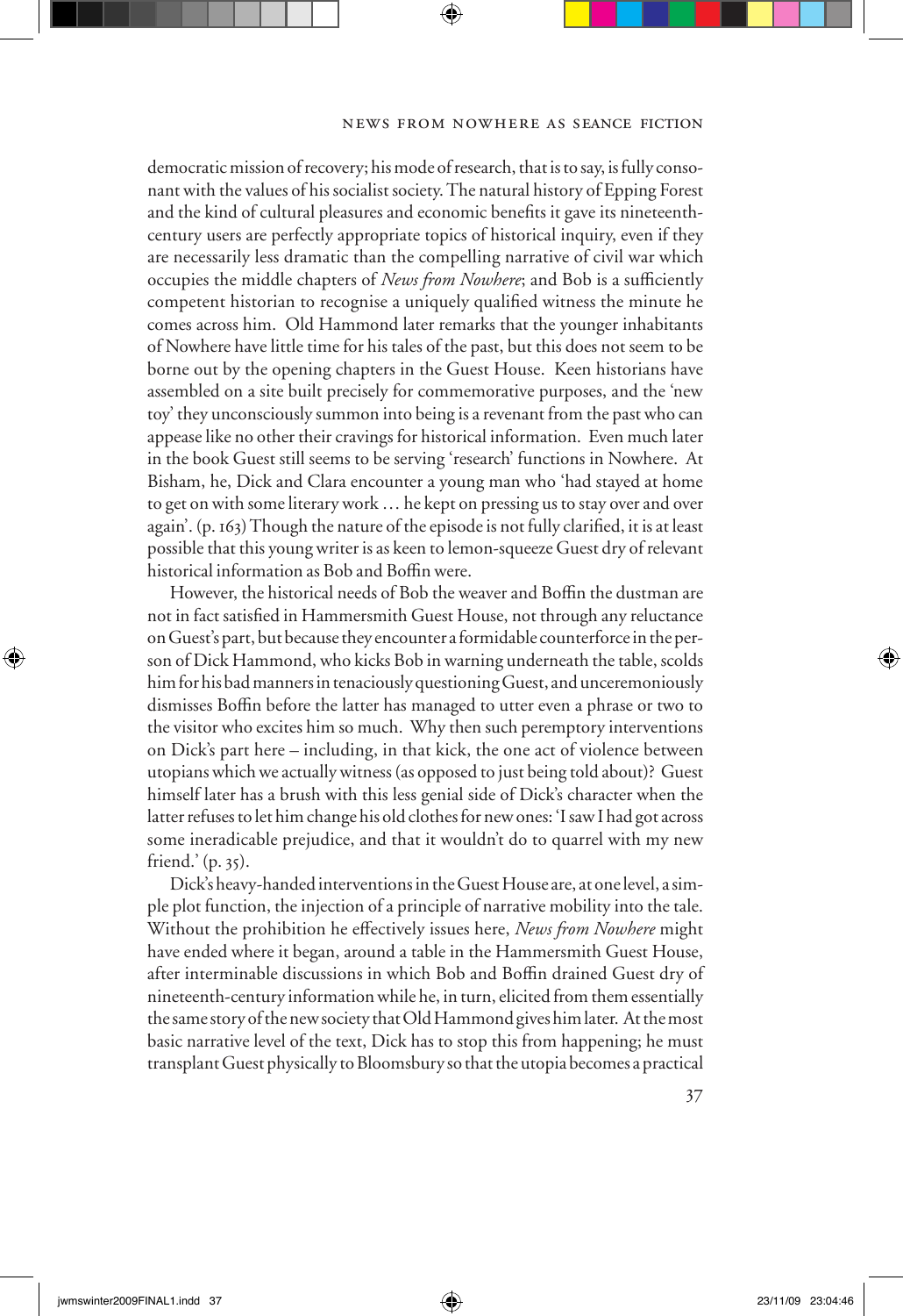democratic mission of recovery; his mode of research, that is to say, is fully consonant with the values of his socialist society. The natural history of Epping Forest and the kind of cultural pleasures and economic benefits it gave its nineteenth-century users are perfectly appropriate topics of historical inquiry, even if they are necessarily less dramatic than the compelling narrative of civil war which occupies the middle chapters of *News from Nowhere*; and Bob is a sufficiently competent historian to recognise a uniquely qualified witness the minute he comes across him. Old Hammond later remarks that the younger inhabitants of Nowhere have little time for his tales of the past, but this does not seem to be borne out by the opening chapters in the Guest House. Keen historians have assembled on a site built precisely for commemorative purposes, and the 'new toy' they unconsciously summon into being is a revenant from the past who can appease like no other their cravings for historical information. Even much later in the book Guest still seems to be serving 'research' functions in Nowhere. At Bisham, he, Dick and Clara encounter a young man who 'had stayed at home to get on with some literary work … he kept on pressing us to stay over and over again'. (p. 163) Though the nature of the episode is not fully clarified, it is at least possible that this young writer is as keen to lemon-squeeze Guest dry of relevant historical information as Bob and Boffin were.

However, the historical needs of Bob the weaver and Boffin the dustman are not in fact satisfied in Hammersmith Guest House, not through any reluctance on Guest's part, but because they encounter a formidable counterforce in the person of Dick Hammond, who kicks Bob in warning underneath the table, scolds him for his bad manners in tenaciously questioning Guest, and unceremoniously dismisses Boffin before the latter has managed to utter even a phrase or two to the visitor who excites him so much. Why then such peremptory interventions on Dick's part here – including, in that kick, the one act of violence between utopians which we actually witness (as opposed to just being told about)? Guest himself later has a brush with this less genial side of Dick's character when the latter refuses to let him change his old clothes for new ones: 'I saw I had got across some ineradicable prejudice, and that it wouldn't do to quarrel with my new friend.' (p. 35).

Dick's heavy-handed interventions in the Guest House are, at one level, a simple plot function, the injection of a principle of narrative mobility into the tale. Without the prohibition he effectively issues here, *News from Nowhere* might have ended where it began, around a table in the Hammersmith Guest House, after interminable discussions in which Bob and Boffin drained Guest dry of nineteenth-century information while he, in turn, elicited from them essentially the same story of the new society that Old Hammond gives him later. At the most basic narrative level of the text, Dick has to stop this from happening; he must transplant Guest physically to Bloomsbury so that the utopia becomes a practical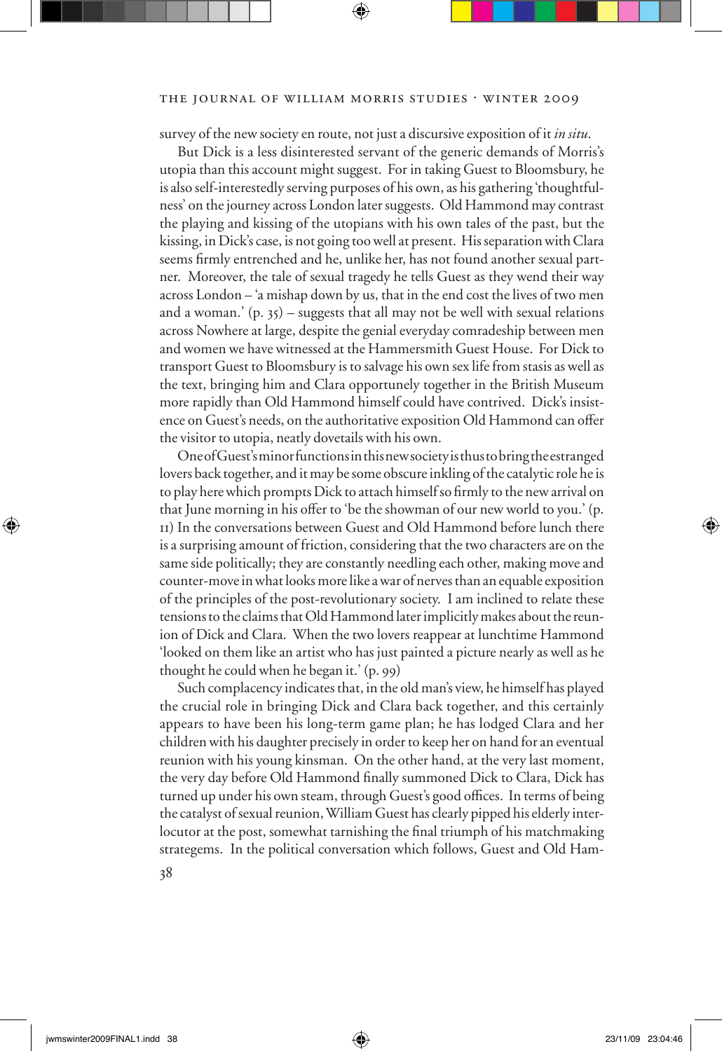survey of the new society en route, not just a discursive exposition of it *in situ*.

But Dick is a less disinterested servant of the generic demands of Morris's utopia than this account might suggest. For in taking Guest to Bloomsbury, he is also self-interestedly serving purposes of his own, as his gathering 'thoughtfulness' on the journey across London later suggests. Old Hammond may contrast the playing and kissing of the utopians with his own tales of the past, but the kissing, in Dick's case, is not going too well at present. His separation with Clara seems firmly entrenched and he, unlike her, has not found another sexual partner. Moreover, the tale of sexual tragedy he tells Guest as they wend their way across London – 'a mishap down by us, that in the end cost the lives of two men and a woman.' (p. 35) – suggests that all may not be well with sexual relations across Nowhere at large, despite the genial everyday comradeship between men and women we have witnessed at the Hammersmith Guest House. For Dick to transport Guest to Bloomsbury is to salvage his own sex life from stasis as well as the text, bringing him and Clara opportunely together in the British Museum more rapidly than Old Hammond himself could have contrived. Dick's insistence on Guest's needs, on the authoritative exposition Old Hammond can offer the visitor to utopia, neatly dovetails with his own.

One of Guest's minor functions in this new society is thus to bring the estranged lovers back together, and it may be some obscure inkling of the catalytic role he is to play here which prompts Dick to attach himself so firmly to the new arrival on that June morning in his offer to 'be the showman of our new world to you.' (p. 11) In the conversations between Guest and Old Hammond before lunch there is a surprising amount of friction, considering that the two characters are on the same side politically; they are constantly needling each other, making move and counter-move in what looks more like a war of nerves than an equable exposition of the principles of the post-revolutionary society. I am inclined to relate these tensions to the claims that Old Hammond later implicitly makes about the reunion of Dick and Clara. When the two lovers reappear at lunchtime Hammond 'looked on them like an artist who has just painted a picture nearly as well as he thought he could when he began it.' (p. 99)

Such complacency indicates that, in the old man's view, he himself has played the crucial role in bringing Dick and Clara back together, and this certainly appears to have been his long-term game plan; he has lodged Clara and her children with his daughter precisely in order to keep her on hand for an eventual reunion with his young kinsman. On the other hand, at the very last moment, the very day before Old Hammond finally summoned Dick to Clara, Dick has turned up under his own steam, through Guest's good offices. In terms of being the catalyst of sexual reunion, William Guest has clearly pipped his elderly interlocutor at the post, somewhat tarnishing the final triumph of his matchmaking strategems. In the political conversation which follows, Guest and Old Ham-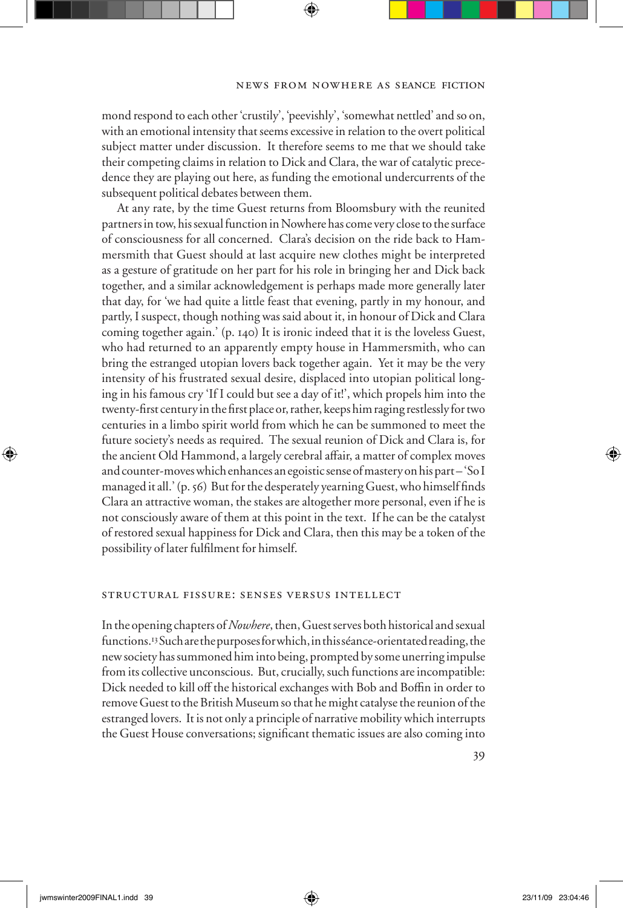mond respond to each other 'crustily', 'peevishly', 'somewhat nettled' and so on, with an emotional intensity that seems excessive in relation to the overt political subject matter under discussion. It therefore seems to me that we should take their competing claims in relation to Dick and Clara, the war of catalytic precedence they are playing out here, as funding the emotional undercurrents of the subsequent political debates between them.

At any rate, by the time Guest returns from Bloomsbury with the reunited partners in tow, his sexual function in Nowhere has come very close to the surface of consciousness for all concerned. Clara's decision on the ride back to Hammersmith that Guest should at last acquire new clothes might be interpreted as a gesture of gratitude on her part for his role in bringing her and Dick back together, and a similar acknowledgement is perhaps made more generally later that day, for 'we had quite a little feast that evening, partly in my honour, and partly, I suspect, though nothing was said about it, in honour of Dick and Clara coming together again.' (p. 140) It is ironic indeed that it is the loveless Guest, who had returned to an apparently empty house in Hammersmith, who can bring the estranged utopian lovers back together again. Yet it may be the very intensity of his frustrated sexual desire, displaced into utopian political longing in his famous cry 'If I could but see a day of it!', which propels him into the twenty-first century in the first place or, rather, keeps him raging restlessly for two centuries in a limbo spirit world from which he can be summoned to meet the future society's needs as required. The sexual reunion of Dick and Clara is, for the ancient Old Hammond, a largely cerebral affair, a matter of complex moves and counter-moves which enhances an egoistic sense of mastery on his part – 'So I managed it all.' (p. 56) But for the desperately yearning Guest, who himself finds Clara an attractive woman, the stakes are altogether more personal, even if he is not consciously aware of them at this point in the text. If he can be the catalyst of restored sexual happiness for Dick and Clara, then this may be a token of the possibility of later fulfilment for himself.

## STRUCTURAL FISSURE: SENSES VERSUS INTELLECT

In the opening chapters of *Nowhere*, then, Guest serves both historical and sexual functions.[13] Such are the purposes for which, in this séance-orientated reading, the new society has summoned him into being, prompted by some unerring impulse from its collective unconscious. But, crucially, such functions are incompatible: Dick needed to kill off the historical exchanges with Bob and Boffin in order to remove Guest to the British Museum so that he might catalyse the reunion of the estranged lovers. It is not only a principle of narrative mobility which interrupts the Guest House conversations; significant thematic issues are also coming into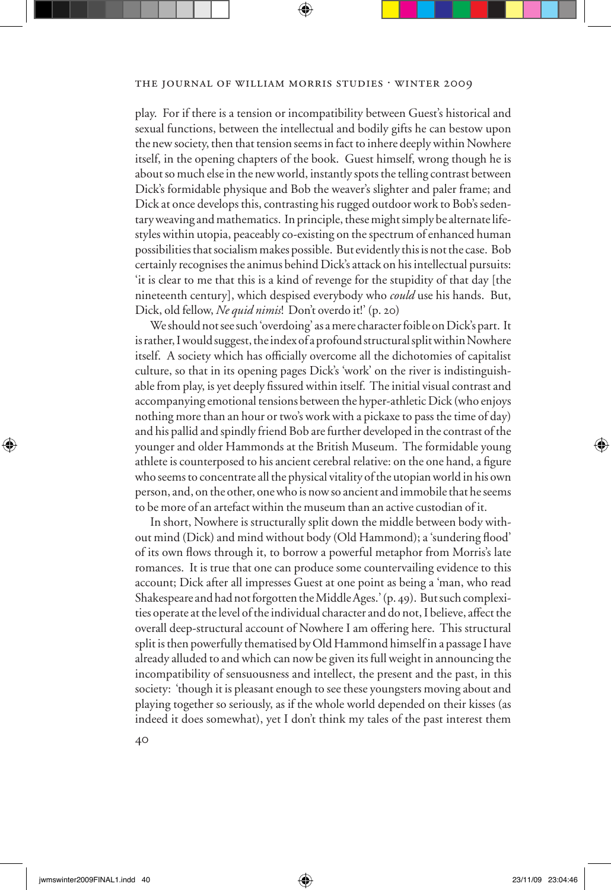play. For if there is a tension or incompatibility between Guest's historical and sexual functions, between the intellectual and bodily gifts he can bestow upon the new society, then that tension seems in fact to inhere deeply within Nowhere itself, in the opening chapters of the book. Guest himself, wrong though he is about so much else in the new world, instantly spots the telling contrast between Dick's formidable physique and Bob the weaver's slighter and paler frame; and Dick at once develops this, contrasting his rugged outdoor work to Bob's sedentary weaving and mathematics. In principle, these might simply be alternate lifestyles within utopia, peaceably co-existing on the spectrum of enhanced human possibilities that socialism makes possible. But evidently this is not the case. Bob certainly recognises the animus behind Dick's attack on his intellectual pursuits: 'it is clear to me that this is a kind of revenge for the stupidity of that day [the nineteenth century], which despised everybody who *could* use his hands. But, Dick, old fellow, *Ne quid nimis*! Don't overdo it!' (p. 20)

We should not see such 'overdoing' as a mere character foible on Dick's part. It is rather, I would suggest, the index of a profound structural split within Nowhere itself. A society which has officially overcome all the dichotomies of capitalist culture, so that in its opening pages Dick's 'work' on the river is indistinguishable from play, is yet deeply fissured within itself. The initial visual contrast and accompanying emotional tensions between the hyper-athletic Dick (who enjoys nothing more than an hour or two's work with a pickaxe to pass the time of day) and his pallid and spindly friend Bob are further developed in the contrast of the younger and older Hammonds at the British Museum. The formidable young athlete is counterposed to his ancient cerebral relative: on the one hand, a figure who seems to concentrate all the physical vitality of the utopian world in his own person, and, on the other, one who is now so ancient and immobile that he seems to be more of an artefact within the museum than an active custodian of it.

In short, Nowhere is structurally split down the middle between body without mind (Dick) and mind without body (Old Hammond); a 'sundering flood' of its own flows through it, to borrow a powerful metaphor from Morris's late romances. It is true that one can produce some countervailing evidence to this account; Dick after all impresses Guest at one point as being a 'man, who read Shakespeare and had not forgotten the Middle Ages.' (p. 49). But such complexities operate at the level of the individual character and do not, I believe, affect the overall deep-structural account of Nowhere I am offering here. This structural split is then powerfully thematised by Old Hammond himself in a passage I have already alluded to and which can now be given its full weight in announcing the incompatibility of sensuousness and intellect, the present and the past, in this society: 'though it is pleasant enough to see these youngsters moving about and playing together so seriously, as if the whole world depended on their kisses (as indeed it does somewhat), yet I don't think my tales of the past interest them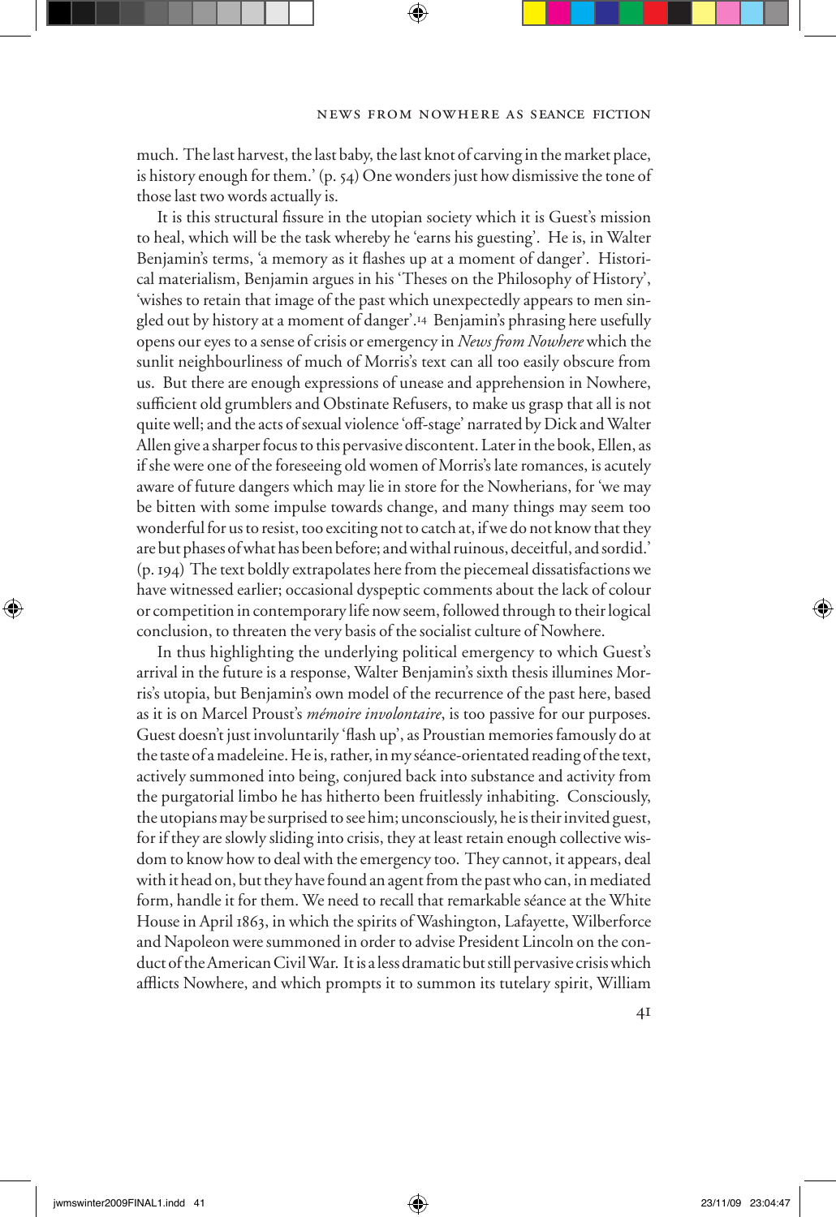much. The last harvest, the last baby, the last knot of carving in the market place, is history enough for them.' (p. 54) One wonders just how dismissive the tone of those last two words actually is.

It is this structural fissure in the utopian society which it is Guest's mission to heal, which will be the task whereby he 'earns his guesting'. He is, in Walter Benjamin's terms, 'a memory as it flashes up at a moment of danger'. Historical materialism, Benjamin argues in his 'Theses on the Philosophy of History', 'wishes to retain that image of the past which unexpectedly appears to men singled out by history at a moment of danger'.[14] Benjamin's phrasing here usefully opens our eyes to a sense of crisis or emergency in *News from Nowhere* which the sunlit neighbourliness of much of Morris's text can all too easily obscure from us. But there are enough expressions of unease and apprehension in Nowhere, sufficient old grumblers and Obstinate Refusers, to make us grasp that all is not quite well; and the acts of sexual violence 'off-stage' narrated by Dick and Walter Allen give a sharper focus to this pervasive discontent. Later in the book, Ellen, as if she were one of the foreseeing old women of Morris's late romances, is acutely aware of future dangers which may lie in store for the Nowherians, for 'we may be bitten with some impulse towards change, and many things may seem too wonderful for us to resist, too exciting not to catch at, if we do not know that they are but phases of what has been before; and withal ruinous, deceitful, and sordid.' (p. 194) The text boldly extrapolates here from the piecemeal dissatisfactions we have witnessed earlier; occasional dyspeptic comments about the lack of colour or competition in contemporary life now seem, followed through to their logical conclusion, to threaten the very basis of the socialist culture of Nowhere.

In thus highlighting the underlying political emergency to which Guest's arrival in the future is a response, Walter Benjamin's sixth thesis illumines Morris's utopia, but Benjamin's own model of the recurrence of the past here, based as it is on Marcel Proust's *mémoire involontaire*, is too passive for our purposes. Guest doesn't just involuntarily 'flash up', as Proustian memories famously do at the taste of a madeleine. He is, rather, in my séance-orientated reading of the text, actively summoned into being, conjured back into substance and activity from the purgatorial limbo he has hitherto been fruitlessly inhabiting. Consciously, the utopians may be surprised to see him; unconsciously, he is their invited guest, for if they are slowly sliding into crisis, they at least retain enough collective wisdom to know how to deal with the emergency too. They cannot, it appears, deal with it head on, but they have found an agent from the past who can, in mediated form, handle it for them. We need to recall that remarkable séance at the White House in April 1863, in which the spirits of Washington, Lafayette, Wilberforce and Napoleon were summoned in order to advise President Lincoln on the conduct of the American Civil War. It is a less dramatic but still pervasive crisis which afflicts Nowhere, and which prompts it to summon its tutelary spirit, William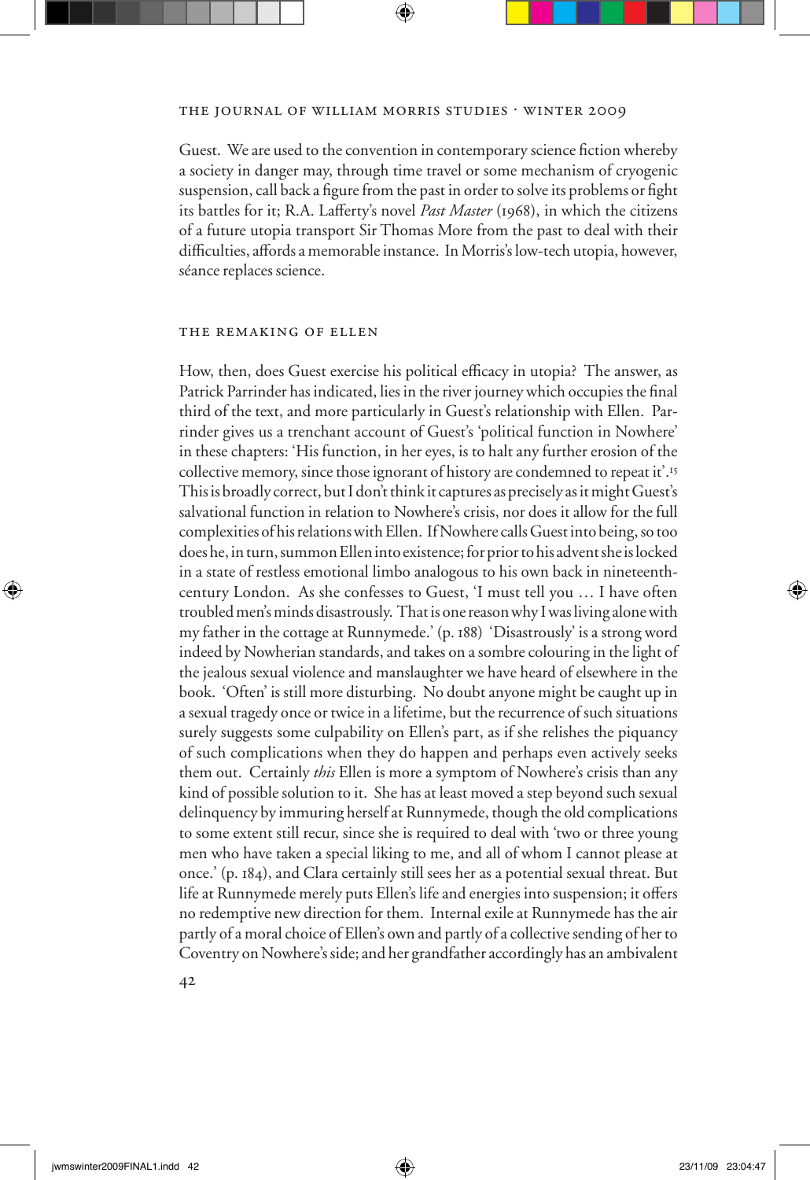Guest. We are used to the convention in contemporary science fiction whereby a society in danger may, through time travel or some mechanism of cryogenic suspension, call back a figure from the past in order to solve its problems or fight its battles for it; R.A. Lafferty's novel *Past Master* (1968), in which the citizens of a future utopia transport Sir Thomas More from the past to deal with their difficulties, affords a memorable instance. In Morris's low-tech utopia, however, séance replaces science.

## THE REMAKING OF ELLEN

How, then, does Guest exercise his political efficacy in utopia? The answer, as Patrick Parrinder has indicated, lies in the river journey which occupies the final third of the text, and more particularly in Guest's relationship with Ellen. Parrinder gives us a trenchant account of Guest's 'political function in Nowhere' in these chapters: 'His function, in her eyes, is to halt any further erosion of the collective memory, since those ignorant of history are condemned to repeat it'.[15] This is broadly correct, but I don't think it captures as precisely as it might Guest's salvational function in relation to Nowhere's crisis, nor does it allow for the full complexities of his relations with Ellen. If Nowhere calls Guest into being, so too does he, in turn, summon Ellen into existence; for prior to his advent she is locked in a state of restless emotional limbo analogous to his own back in nineteenth-century London. As she confesses to Guest, 'I must tell you … I have often troubled men's minds disastrously. That is one reason why I was living alone with my father in the cottage at Runnymede.' (p. 188) 'Disastrously' is a strong word indeed by Nowherian standards, and takes on a sombre colouring in the light of the jealous sexual violence and manslaughter we have heard of elsewhere in the book. 'Often' is still more disturbing. No doubt anyone might be caught up in a sexual tragedy once or twice in a lifetime, but the recurrence of such situations surely suggests some culpability on Ellen's part, as if she relishes the piquancy of such complications when they do happen and perhaps even actively seeks them out. Certainly *this* Ellen is more a symptom of Nowhere's crisis than any kind of possible solution to it. She has at least moved a step beyond such sexual delinquency by immuring herself at Runnymede, though the old complications to some extent still recur, since she is required to deal with 'two or three young men who have taken a special liking to me, and all of whom I cannot please at once.' (p. 184), and Clara certainly still sees her as a potential sexual threat. But life at Runnymede merely puts Ellen's life and energies into suspension; it offers no redemptive new direction for them. Internal exile at Runnymede has the air partly of a moral choice of Ellen's own and partly of a collective sending of her to Coventry on Nowhere's side; and her grandfather accordingly has an ambivalent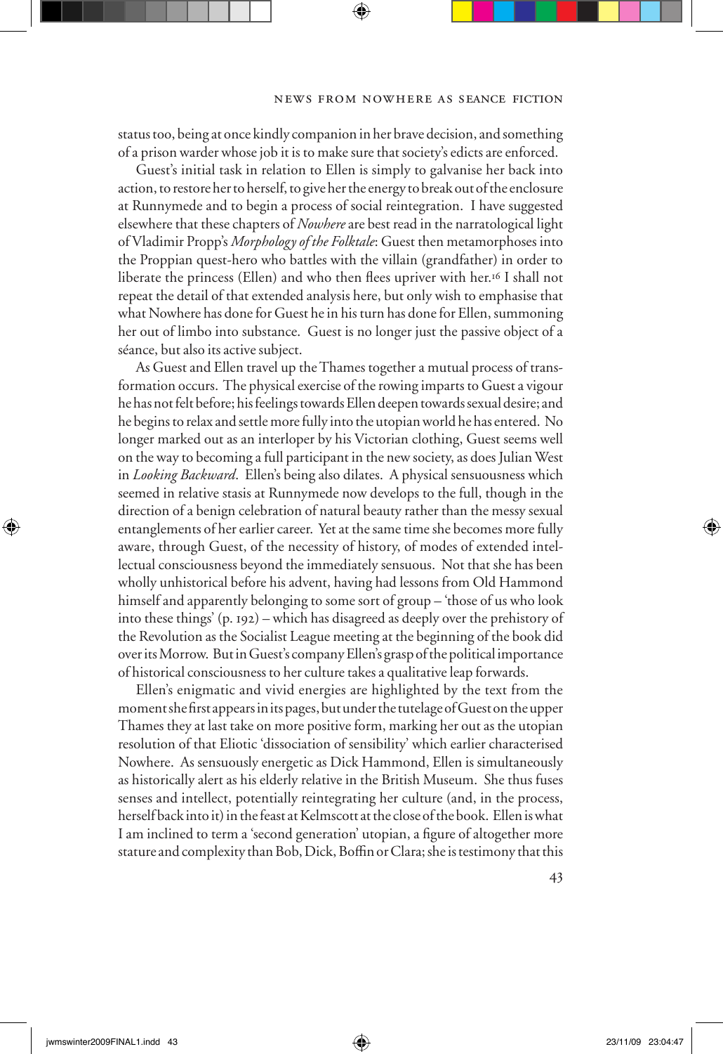status too, being at once kindly companion in her brave decision, and something of a prison warder whose job it is to make sure that society's edicts are enforced.

Guest's initial task in relation to Ellen is simply to galvanise her back into action, to restore her to herself, to give her the energy to break out of the enclosure at Runnymede and to begin a process of social reintegration. I have suggested elsewhere that these chapters of *Nowhere* are best read in the narratological light of Vladimir Propp's *Morphology of the Folktale*: Guest then metamorphoses into the Proppian quest-hero who battles with the villain (grandfather) in order to liberate the princess (Ellen) and who then flees upriver with her.[16] I shall not repeat the detail of that extended analysis here, but only wish to emphasise that what Nowhere has done for Guest he in his turn has done for Ellen, summoning her out of limbo into substance. Guest is no longer just the passive object of a séance, but also its active subject.

As Guest and Ellen travel up the Thames together a mutual process of transformation occurs. The physical exercise of the rowing imparts to Guest a vigour he has not felt before; his feelings towards Ellen deepen towards sexual desire; and he begins to relax and settle more fully into the utopian world he has entered. No longer marked out as an interloper by his Victorian clothing, Guest seems well on the way to becoming a full participant in the new society, as does Julian West in *Looking Backward*. Ellen's being also dilates. A physical sensuousness which seemed in relative stasis at Runnymede now develops to the full, though in the direction of a benign celebration of natural beauty rather than the messy sexual entanglements of her earlier career. Yet at the same time she becomes more fully aware, through Guest, of the necessity of history, of modes of extended intellectual consciousness beyond the immediately sensuous. Not that she has been wholly unhistorical before his advent, having had lessons from Old Hammond himself and apparently belonging to some sort of group – 'those of us who look into these things' (p. 192) – which has disagreed as deeply over the prehistory of the Revolution as the Socialist League meeting at the beginning of the book did over its Morrow. But in Guest's company Ellen's grasp of the political importance of historical consciousness to her culture takes a qualitative leap forwards.

Ellen's enigmatic and vivid energies are highlighted by the text from the moment she first appears in its pages, but under the tutelage of Guest on the upper Thames they at last take on more positive form, marking her out as the utopian resolution of that Eliotic 'dissociation of sensibility' which earlier characterised Nowhere. As sensuously energetic as Dick Hammond, Ellen is simultaneously as historically alert as his elderly relative in the British Museum. She thus fuses senses and intellect, potentially reintegrating her culture (and, in the process, herself back into it) in the feast at Kelmscott at the close of the book. Ellen is what I am inclined to term a 'second generation' utopian, a figure of altogether more stature and complexity than Bob, Dick, Boffin or Clara; she is testimony that this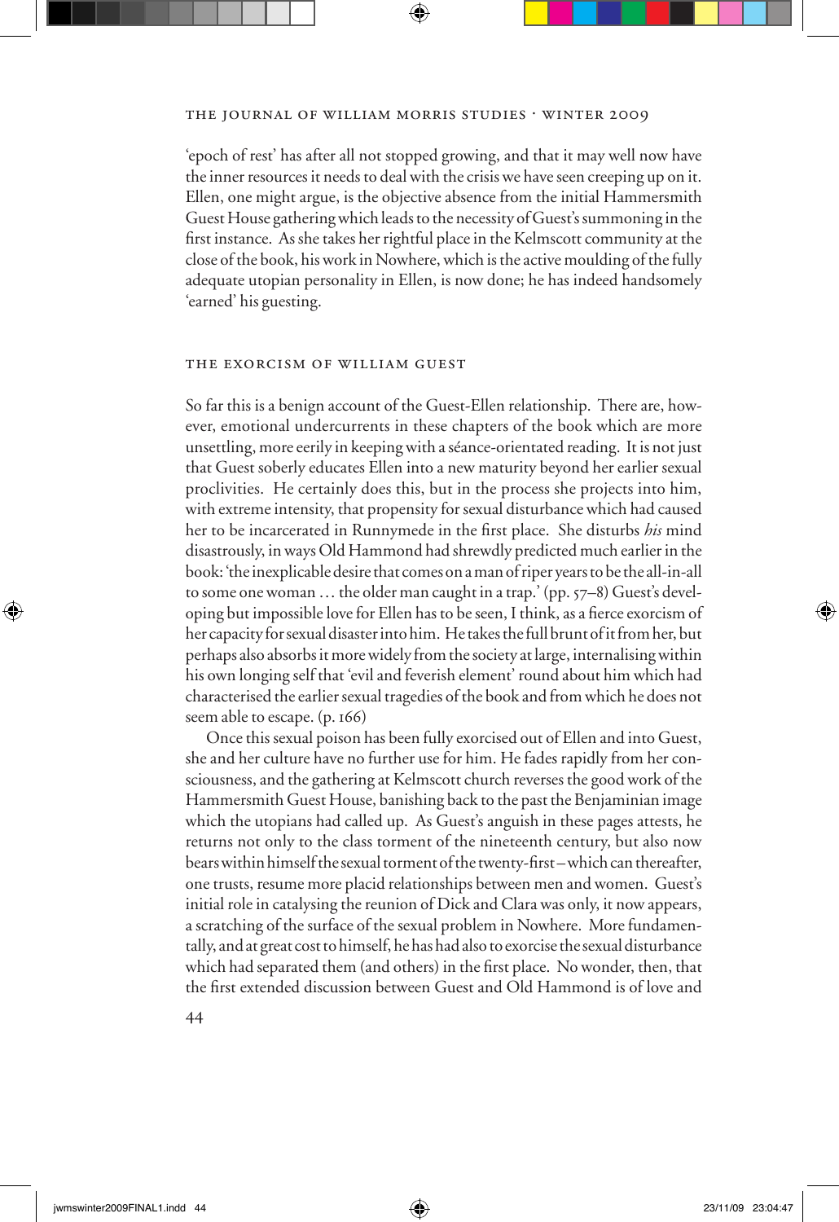'epoch of rest' has after all not stopped growing, and that it may well now have the inner resources it needs to deal with the crisis we have seen creeping up on it. Ellen, one might argue, is the objective absence from the initial Hammersmith Guest House gathering which leads to the necessity of Guest's summoning in the first instance. As she takes her rightful place in the Kelmscott community at the close of the book, his work in Nowhere, which is the active moulding of the fully adequate utopian personality in Ellen, is now done; he has indeed handsomely 'earned' his guesting.

## THE EXORCISM OF WILLIAM GUEST

So far this is a benign account of the Guest-Ellen relationship. There are, however, emotional undercurrents in these chapters of the book which are more unsettling, more eerily in keeping with a séance-orientated reading. It is not just that Guest soberly educates Ellen into a new maturity beyond her earlier sexual proclivities. He certainly does this, but in the process she projects into him, with extreme intensity, that propensity for sexual disturbance which had caused her to be incarcerated in Runnymede in the first place. She disturbs *his* mind disastrously, in ways Old Hammond had shrewdly predicted much earlier in the book: 'the inexplicable desire that comes on a man of riper years to be the all-in-all to some one woman … the older man caught in a trap.' (pp. 57–8) Guest's developing but impossible love for Ellen has to be seen, I think, as a fierce exorcism of her capacity for sexual disaster into him. He takes the full brunt of it from her, but perhaps also absorbs it more widely from the society at large, internalising within his own longing self that 'evil and feverish element' round about him which had characterised the earlier sexual tragedies of the book and from which he does not seem able to escape. (p. 166)

Once this sexual poison has been fully exorcised out of Ellen and into Guest, she and her culture have no further use for him. He fades rapidly from her consciousness, and the gathering at Kelmscott church reverses the good work of the Hammersmith Guest House, banishing back to the past the Benjaminian image which the utopians had called up. As Guest's anguish in these pages attests, he returns not only to the class torment of the nineteenth century, but also now bears within himself the sexual torment of the twenty-first – which can thereafter, one trusts, resume more placid relationships between men and women. Guest's initial role in catalysing the reunion of Dick and Clara was only, it now appears, a scratching of the surface of the sexual problem in Nowhere. More fundamentally, and at great cost to himself, he has had also to exorcise the sexual disturbance which had separated them (and others) in the first place. No wonder, then, that the first extended discussion between Guest and Old Hammond is of love and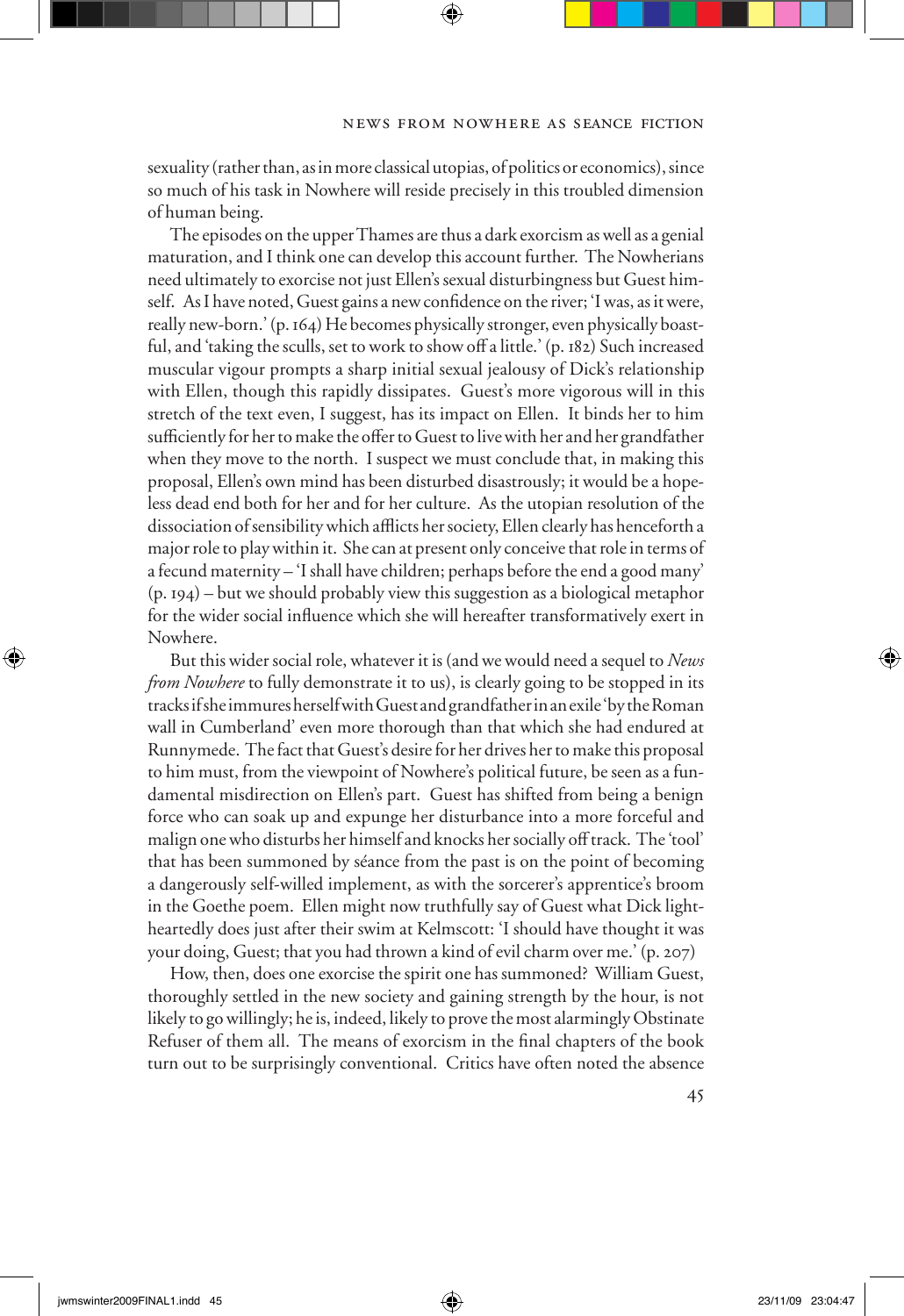sexuality (rather than, as in more classical utopias, of politics or economics), since so much of his task in Nowhere will reside precisely in this troubled dimension of human being.

The episodes on the upper Thames are thus a dark exorcism as well as a genial maturation, and I think one can develop this account further. The Nowherians need ultimately to exorcise not just Ellen's sexual disturbingness but Guest himself. As I have noted, Guest gains a new confidence on the river; 'I was, as it were, really new-born.' (p. 164) He becomes physically stronger, even physically boastful, and 'taking the sculls, set to work to show off a little.' (p. 182) Such increased muscular vigour prompts a sharp initial sexual jealousy of Dick's relationship with Ellen, though this rapidly dissipates. Guest's more vigorous will in this stretch of the text even, I suggest, has its impact on Ellen. It binds her to him sufficiently for her to make the offer to Guest to live with her and her grandfather when they move to the north. I suspect we must conclude that, in making this proposal, Ellen's own mind has been disturbed disastrously; it would be a hopeless dead end both for her and for her culture. As the utopian resolution of the dissociation of sensibility which afflicts her society, Ellen clearly has henceforth a major role to play within it. She can at present only conceive that role in terms of a fecund maternity – 'I shall have children; perhaps before the end a good many' (p. 194) – but we should probably view this suggestion as a biological metaphor for the wider social influence which she will hereafter transformatively exert in Nowhere.

But this wider social role, whatever it is (and we would need a sequel to *News from Nowhere* to fully demonstrate it to us), is clearly going to be stopped in its tracks if she immures herself with Guest and grandfather in an exile 'by the Roman wall in Cumberland' even more thorough than that which she had endured at Runnymede. The fact that Guest's desire for her drives her to make this proposal to him must, from the viewpoint of Nowhere's political future, be seen as a fundamental misdirection on Ellen's part. Guest has shifted from being a benign force who can soak up and expunge her disturbance into a more forceful and malign one who disturbs her himself and knocks her socially off track. The 'tool' that has been summoned by séance from the past is on the point of becoming a dangerously self-willed implement, as with the sorcerer's apprentice's broom in the Goethe poem. Ellen might now truthfully say of Guest what Dick lightheartedly does just after their swim at Kelmscott: 'I should have thought it was your doing, Guest; that you had thrown a kind of evil charm over me.' (p. 207)

How, then, does one exorcise the spirit one has summoned? William Guest, thoroughly settled in the new society and gaining strength by the hour, is not likely to go willingly; he is, indeed, likely to prove the most alarmingly Obstinate Refuser of them all. The means of exorcism in the final chapters of the book turn out to be surprisingly conventional. Critics have often noted the absence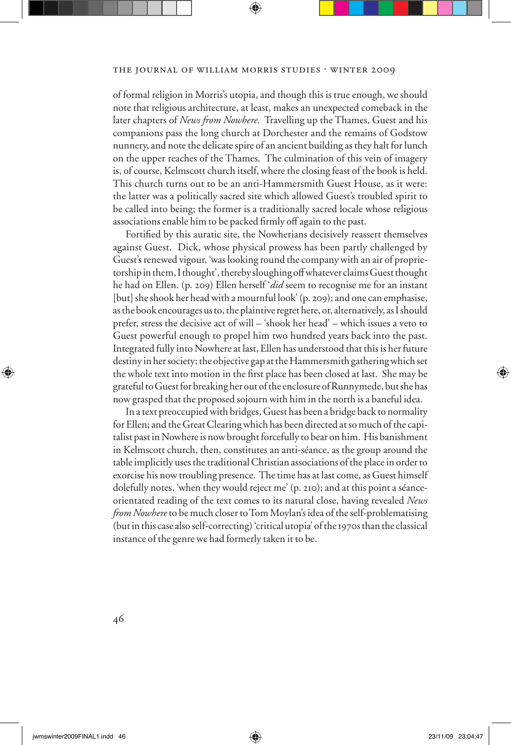of formal religion in Morris's utopia, and though this is true enough, we should note that religious architecture, at least, makes an unexpected comeback in the later chapters of *News from Nowhere.* Travelling up the Thames, Guest and his companions pass the long church at Dorchester and the remains of Godstow nunnery, and note the delicate spire of an ancient building as they halt for lunch on the upper reaches of the Thames. The culmination of this vein of imagery is, of course, Kelmscott church itself, where the closing feast of the book is held. This church turns out to be an anti-Hammersmith Guest House, as it were: the latter was a politically sacred site which allowed Guest's troubled spirit to be called into being; the former is a traditionally sacred locale whose religious associations enable him to be packed firmly off again to the past.

Fortified by this auratic site, the Nowherians decisively reassert themselves against Guest. Dick, whose physical prowess has been partly challenged by Guest's renewed vigour, 'was looking round the company with an air of proprietorship in them, I thought', thereby sloughing off whatever claims Guest thought he had on Ellen. (p. 209) Ellen herself '*did* seem to recognise me for an instant [but] she shook her head with a mournful look' (p. 209); and one can emphasise, as the book encourages us to, the plaintive regret here, or, alternatively, as I should prefer, stress the decisive act of will – 'shook her head' – which issues a veto to Guest powerful enough to propel him two hundred years back into the past. Integrated fully into Nowhere at last, Ellen has understood that this is her future destiny in her society; the objective gap at the Hammersmith gathering which set the whole text into motion in the first place has been closed at last. She may be grateful to Guest for breaking her out of the enclosure of Runnymede, but she has now grasped that the proposed sojourn with him in the north is a baneful idea.

In a text preoccupied with bridges, Guest has been a bridge back to normality for Ellen; and the Great Clearing which has been directed at so much of the capitalist past in Nowhere is now brought forcefully to bear on him. His banishment in Kelmscott church, then, constitutes an anti-séance, as the group around the table implicitly uses the traditional Christian associations of the place in order to exorcise his now troubling presence. The time has at last come, as Guest himself dolefully notes, 'when they would reject me' (p. 210); and at this point a séance-orientated reading of the text comes to its natural close, having revealed *News from Nowhere* to be much closer to Tom Moylan's idea of the self-problematising (but in this case also self-correcting) 'critical utopia' of the 1970s than the classical instance of the genre we had formerly taken it to be.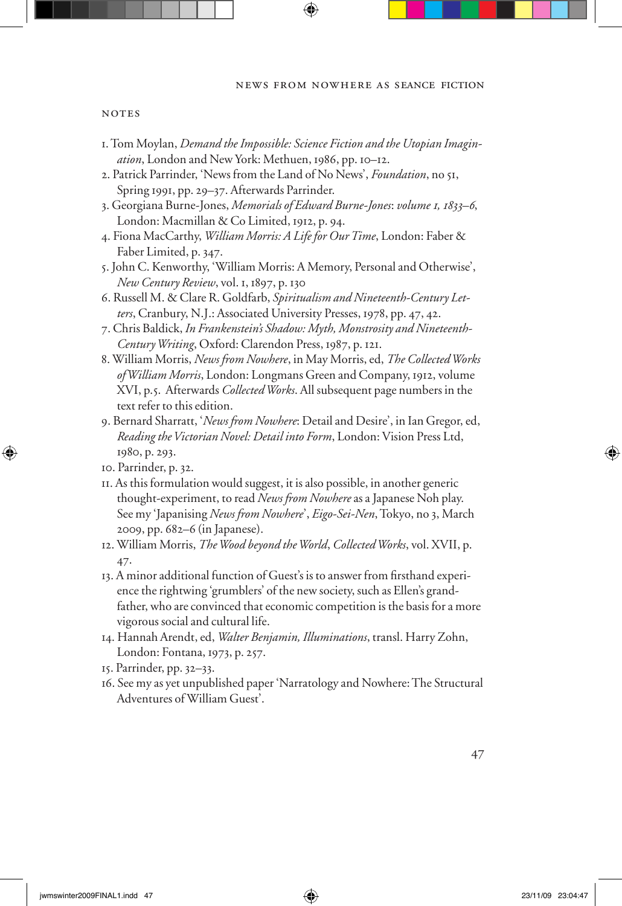## NOTES

1. Tom Moylan, *Demand the Impossible: Science Fiction and the Utopian Imagination*, London and New York: Methuen, 1986, pp. 10–12.
2. Patrick Parrinder, 'News from the Land of No News', *Foundation*, no 51, Spring 1991, pp. 29–37. Afterwards Parrinder.
3. Georgiana Burne-Jones, *Memorials of Edward Burne-Jones: volume 1, 1833–6*, London: Macmillan & Co Limited, 1912, p. 94.
4. Fiona MacCarthy, *William Morris: A Life for Our Time*, London: Faber & Faber Limited, p. 347.
5. John C. Kenworthy, 'William Morris: A Memory, Personal and Otherwise', *New Century Review*, vol. 1, 1897, p. 130
6. Russell M. & Clare R. Goldfarb, *Spiritualism and Nineteenth-Century Letters*, Cranbury, N.J.: Associated University Presses, 1978, pp. 47, 42.
7. Chris Baldick, *In Frankenstein's Shadow: Myth, Monstrosity and Nineteenth-Century Writing*, Oxford: Clarendon Press, 1987, p. 121.
8. William Morris, *News from Nowhere*, in May Morris, ed, *The Collected Works of William Morris*, London: Longmans Green and Company, 1912, volume XVI, p.5. Afterwards *Collected Works*. All subsequent page numbers in the text refer to this edition.
9. Bernard Sharratt, '*News from Nowhere*: Detail and Desire', in Ian Gregor, ed, *Reading the Victorian Novel: Detail into Form*, London: Vision Press Ltd, 1980, p. 293.
10. Parrinder, p. 32.
11. As this formulation would suggest, it is also possible, in another generic thought-experiment, to read *News from Nowhere* as a Japanese Noh play. See my 'Japanising *News from Nowhere*', *Eigo-Sei-Nen*, Tokyo, no 3, March 2009, pp. 682–6 (in Japanese).
12. William Morris, *The Wood beyond the World*, *Collected Works*, vol. XVII, p. 47.
13. A minor additional function of Guest's is to answer from firsthand experience the rightwing 'grumblers' of the new society, such as Ellen's grandfather, who are convinced that economic competition is the basis for a more vigorous social and cultural life.
14. Hannah Arendt, ed, *Walter Benjamin, Illuminations*, transl. Harry Zohn, London: Fontana, 1973, p. 257.
15. Parrinder, pp. 32–33.
16. See my as yet unpublished paper 'Narratology and Nowhere: The Structural Adventures of William Guest'.